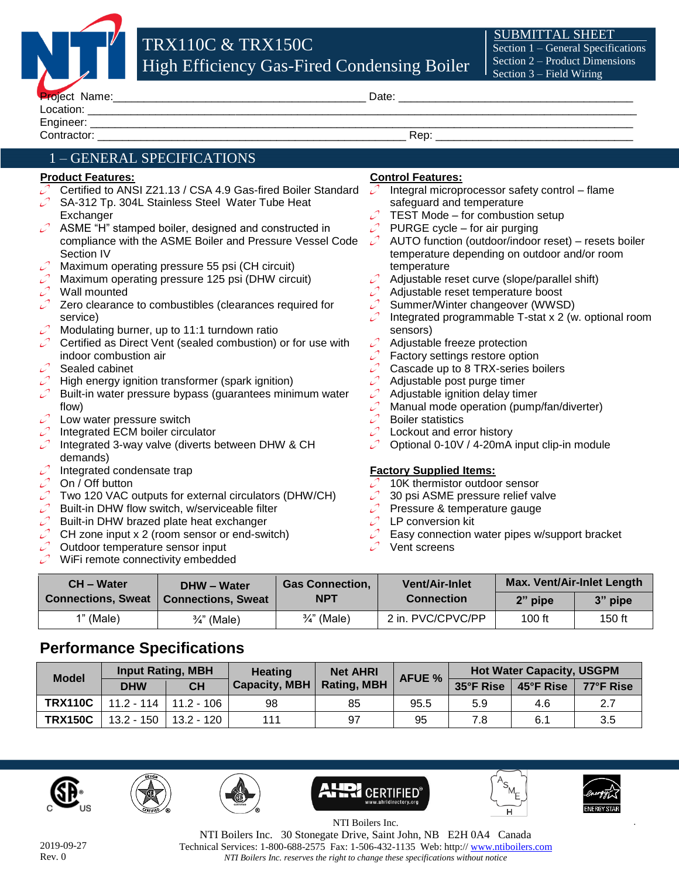# TRX110C & TRX150C
# High Efficiency Gas-Fired Condensing Boiler

**SUBMITTAL SHEET**
Section 1 – General Specifications
Section 2 – Product Dimensions
Section 3 – Field Wiring

Project Name:_______________________________________ Date: ____________________________________
Location: ____________________________________________________________________________________
Engineer: ____________________________________________________________________________________
Contractor: ______________________________________________ Rep: ______________________________

## 1 – GENERAL SPECIFICATIONS

**Product Features:**

- Certified to ANSI Z21.13 / CSA 4.9 Gas-fired Boiler Standard
- SA-312 Tp. 304L Stainless Steel Water Tube Heat Exchanger
- ASME "H" stamped boiler, designed and constructed in compliance with the ASME Boiler and Pressure Vessel Code Section IV
- Maximum operating pressure 55 psi (CH circuit)
- Maximum operating pressure 125 psi (DHW circuit)
- Wall mounted
- Zero clearance to combustibles (clearances required for service)
- Modulating burner, up to 11:1 turndown ratio
- Certified as Direct Vent (sealed combustion) or for use with indoor combustion air
- Sealed cabinet
- High energy ignition transformer (spark ignition)
- Built-in water pressure bypass (guarantees minimum water flow)
- Low water pressure switch
- Integrated ECM boiler circulator
- Integrated 3-way valve (diverts between DHW & CH demands)
- Integrated condensate trap
- On / Off button
- Two 120 VAC outputs for external circulators (DHW/CH)
- Built-in DHW flow switch, w/serviceable filter
- Built-in DHW brazed plate heat exchanger
- CH zone input x 2 (room sensor or end-switch)
- Outdoor temperature sensor input
- WiFi remote connectivity embedded

**Control Features:**

- Integral microprocessor safety control – flame safeguard and temperature
- TEST Mode – for combustion setup
- PURGE cycle – for air purging
- AUTO function (outdoor/indoor reset) – resets boiler temperature depending on outdoor and/or room temperature
- Adjustable reset curve (slope/parallel shift)
- Adjustable reset temperature boost
- Summer/Winter changeover (WWSD)
- Integrated programmable T-stat x 2 (w. optional room sensors)
- Adjustable freeze protection
- Factory settings restore option
- Cascade up to 8 TRX-series boilers
- Adjustable post purge timer
- Adjustable ignition delay timer
- Manual mode operation (pump/fan/diverter)
- Boiler statistics
- Lockout and error history
- Optional 0-10V / 4-20mA input clip-in module

**Factory Supplied Items:**

- 10K thermistor outdoor sensor
- 30 psi ASME pressure relief valve
- Pressure & temperature gauge
- LP conversion kit
- Easy connection water pipes w/support bracket
- Vent screens

| CH – Water Connections, Sweat | DHW – Water Connections, Sweat | Gas Connection, NPT | Vent/Air-Inlet Connection | Max. Vent/Air-Inlet Length | |
|---|---|---|---|---|---|
| | | | | 2" pipe | 3" pipe |
| 1" (Male) | ¾" (Male) | ¾" (Male) | 2 in. PVC/CPVC/PP | 100 ft | 150 ft |

## Performance Specifications

| Model | Input Rating, MBH | | Heating Capacity, MBH | Net AHRI Rating, MBH | AFUE % | Hot Water Capacity, USGPM | | |
|---|---|---|---|---|---|---|---|---|
| | DHW | CH | | | | 35°F Rise | 45°F Rise | 77°F Rise |
| **TRX110C** | 11.2 - 114 | 11.2 - 106 | 98 | 85 | 95.5 | 5.9 | 4.6 | 2.7 |
| **TRX150C** | 13.2 - 150 | 13.2 - 120 | 111 | 97 | 95 | 7.8 | 6.1 | 3.5 |

NTI Boilers Inc.
NTI Boilers Inc. 30 Stonegate Drive, Saint John, NB E2H 0A4 Canada
Technical Services: 1-800-688-2575 Fax: 1-506-432-1135 Web: http:// www.ntiboilers.com
*NTI Boilers Inc. reserves the right to change these specifications without notice*

2019-09-27
Rev. 0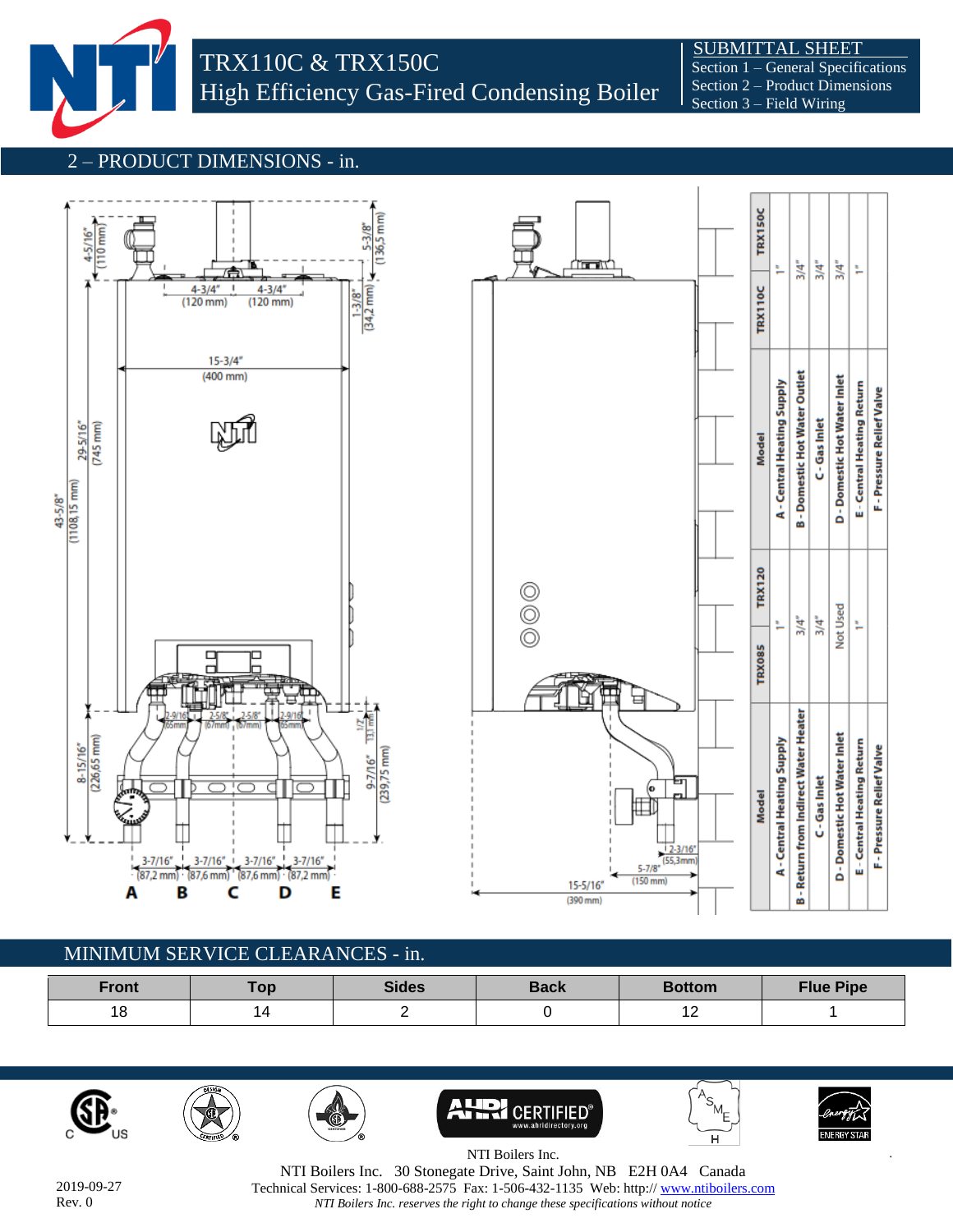# TRX110C & TRX150C
## High Efficiency Gas-Fired Condensing Boiler

SUBMITTAL SHEET
Section 1 – General Specifications
Section 2 – Product Dimensions
Section 3 – Field Wiring

## 2 – PRODUCT DIMENSIONS - in.

4-5/16" (110 mm)
4-3/4" (120 mm)
4-3/4" (120 mm)
5-3/8" (136,5 mm)
1-3/8" (34,2 mm)
15-3/4" (400 mm)
29-5/16" (745 mm)
43-5/8" (1108,15 mm)
8-15/16" (226,65 mm)
2-9/16" (65mm)
2-5/8" (67mm)
2-5/8" (67mm)
2-9/16" (65mm)
1/2" (13,1 mm)
9-7/16" (239,75 mm)
3-7/16" (87,2 mm)
3-7/16" (87,6 mm)
3-7/16" (87,6 mm)
3-7/16" (87,2 mm)

A B C D E

2-3/16" (55,3mm)
5-7/8" (150 mm)
15-5/16" (390 mm)

| Model | TRX110C | TRX150C |
|---|---|---|
| A - Central Heating Supply | 1" | 1" |
| B - Domestic Hot Water Outlet | 3/4" | 3/4" |
| C - Gas Inlet | 3/4" | 3/4" |
| D - Domestic Hot Water Inlet | 3/4" | 3/4" |
| E - Central Heating Return | 1" | 1" |
| F - Pressure Relief Valve | | |

| Model | TRX085 | TRX120 |
|---|---|---|
| A - Central Heating Supply | 1" | 1" |
| B - Return from Indirect Water Heater | 3/4" | 3/4" |
| C - Gas Inlet | 3/4" | 3/4" |
| D - Domestic Hot Water Inlet | Not Used | Not Used |
| E - Central Heating Return | 1" | 1" |
| F - Pressure Relief Valve | | |

## MINIMUM SERVICE CLEARANCES - in.

| Front | Top | Sides | Back | Bottom | Flue Pipe |
|---|---|---|---|---|---|
| 18 | 14 | 2 | 0 | 12 | 1 |

NTI Boilers Inc.

NTI Boilers Inc. 30 Stonegate Drive, Saint John, NB E2H 0A4 Canada
Technical Services: 1-800-688-2575 Fax: 1-506-432-1135 Web: http:// www.ntiboilers.com
*NTI Boilers Inc. reserves the right to change these specifications without notice*

2019-09-27
Rev. 0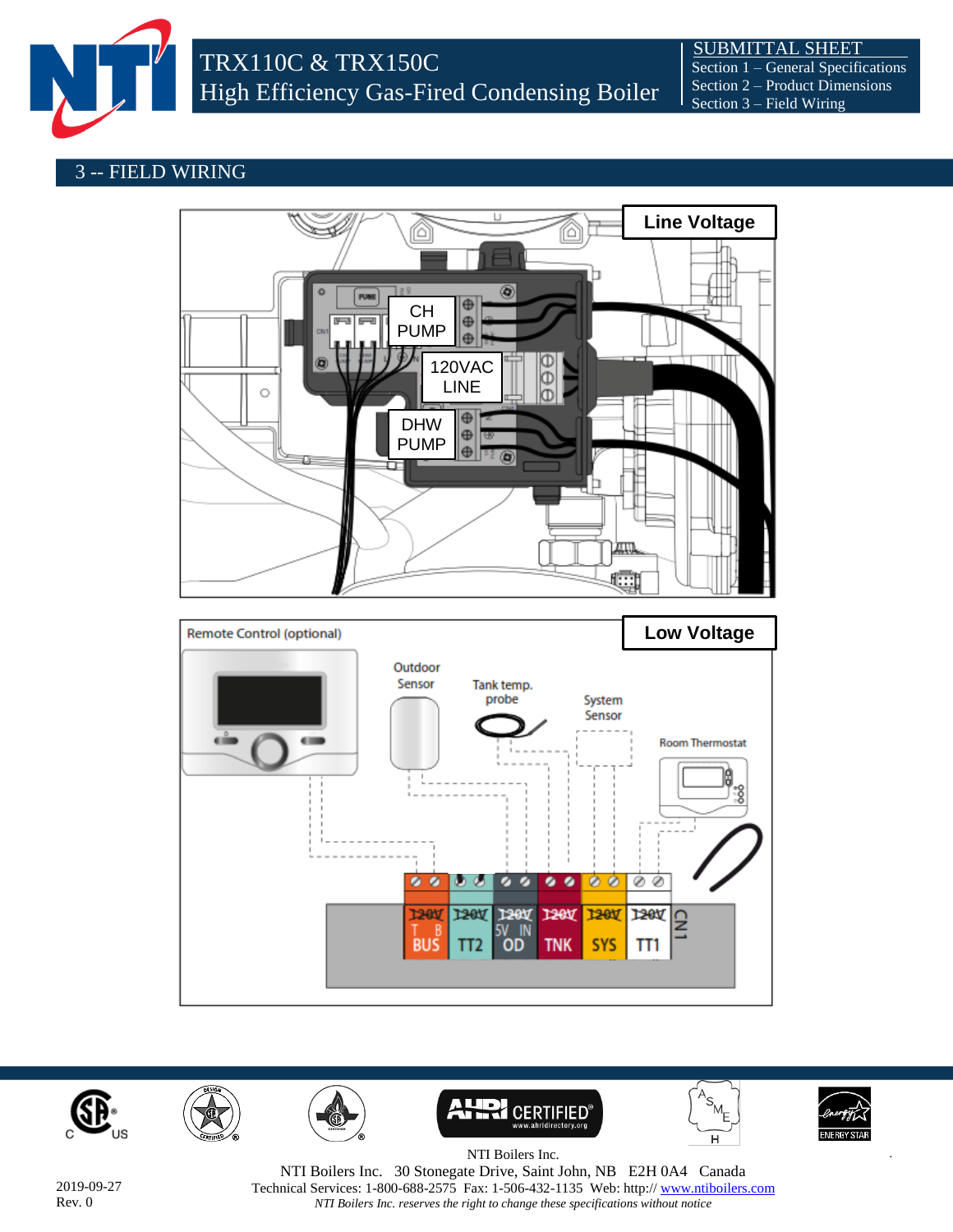## 3 -- FIELD WIRING

Line Voltage

CH PUMP

120VAC LINE

DHW PUMP

Low Voltage

Remote Control (optional)

Outdoor Sensor

Tank temp. probe

System Sensor

Room Thermostat

120V T B BUS

120V TT2

120V 5V IN OD

120V TNK

120V SYS

120V TT1

CN1

NTI Boilers Inc.

NTI Boilers Inc. 30 Stonegate Drive, Saint John, NB E2H 0A4 Canada
Technical Services: 1-800-688-2575 Fax: 1-506-432-1135 Web: http:// www.ntiboilers.com
*NTI Boilers Inc. reserves the right to change these specifications without notice*

2019-09-27
Rev. 0